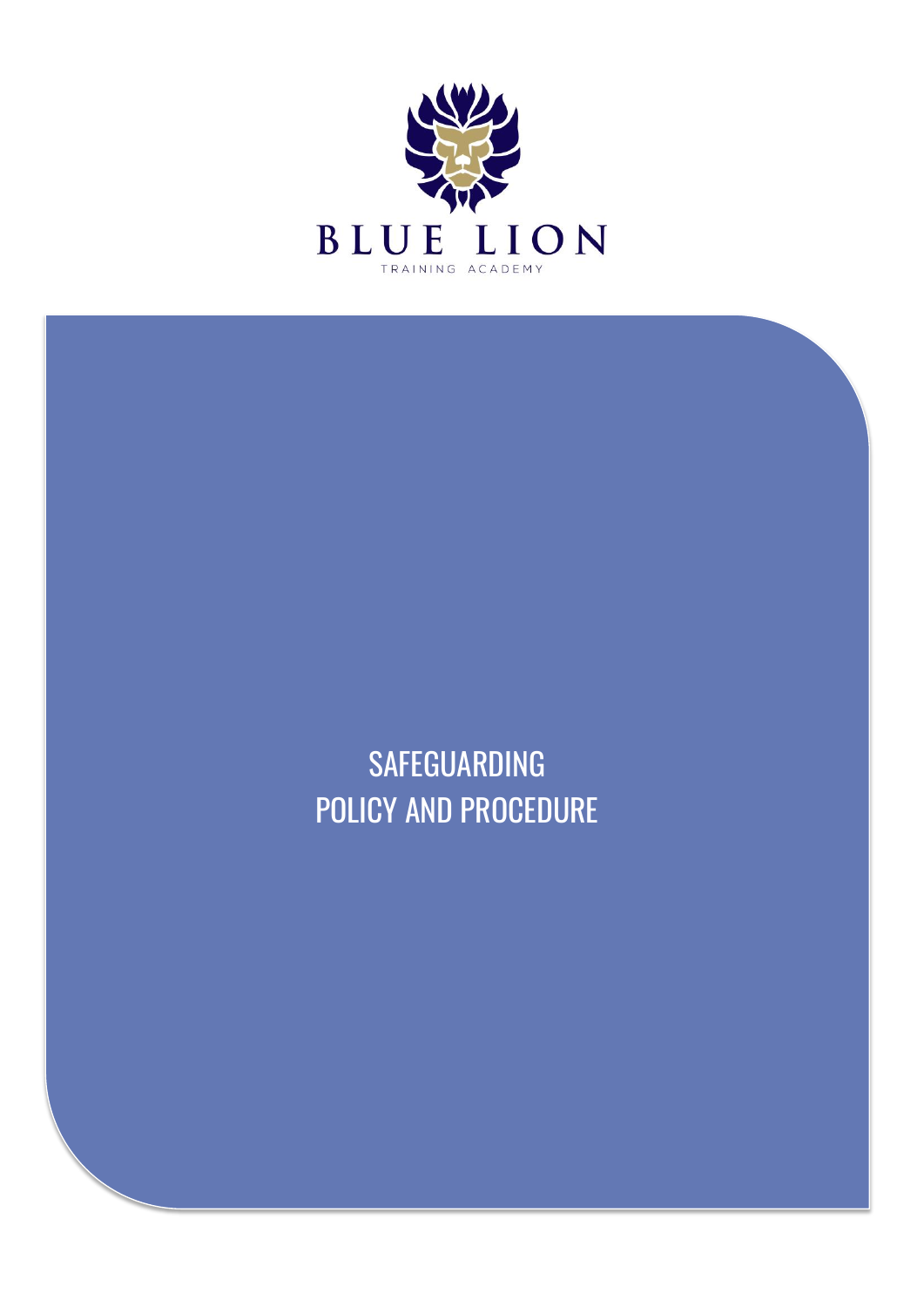BLUE LION

TRAINING ACADEMY

# SAFEGUARDING POLICY AND PROCEDURE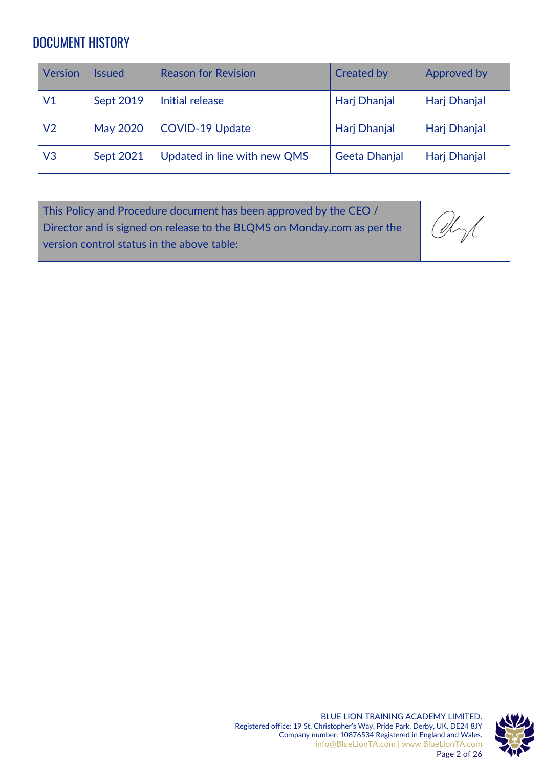## DOCUMENT HISTORY

| Version | Issued | Reason for Revision | Created by | Approved by |
|---|---|---|---|---|
| V1 | Sept 2019 | Initial release | Harj Dhanjal | Harj Dhanjal |
| V2 | May 2020 | COVID-19 Update | Harj Dhanjal | Harj Dhanjal |
| V3 | Sept 2021 | Updated in line with new QMS | Geeta Dhanjal | Harj Dhanjal |

| This Policy and Procedure document has been approved by the CEO / Director and is signed on release to the BLQMS on Monday.com as per the version control status in the above table: | |
|---|---|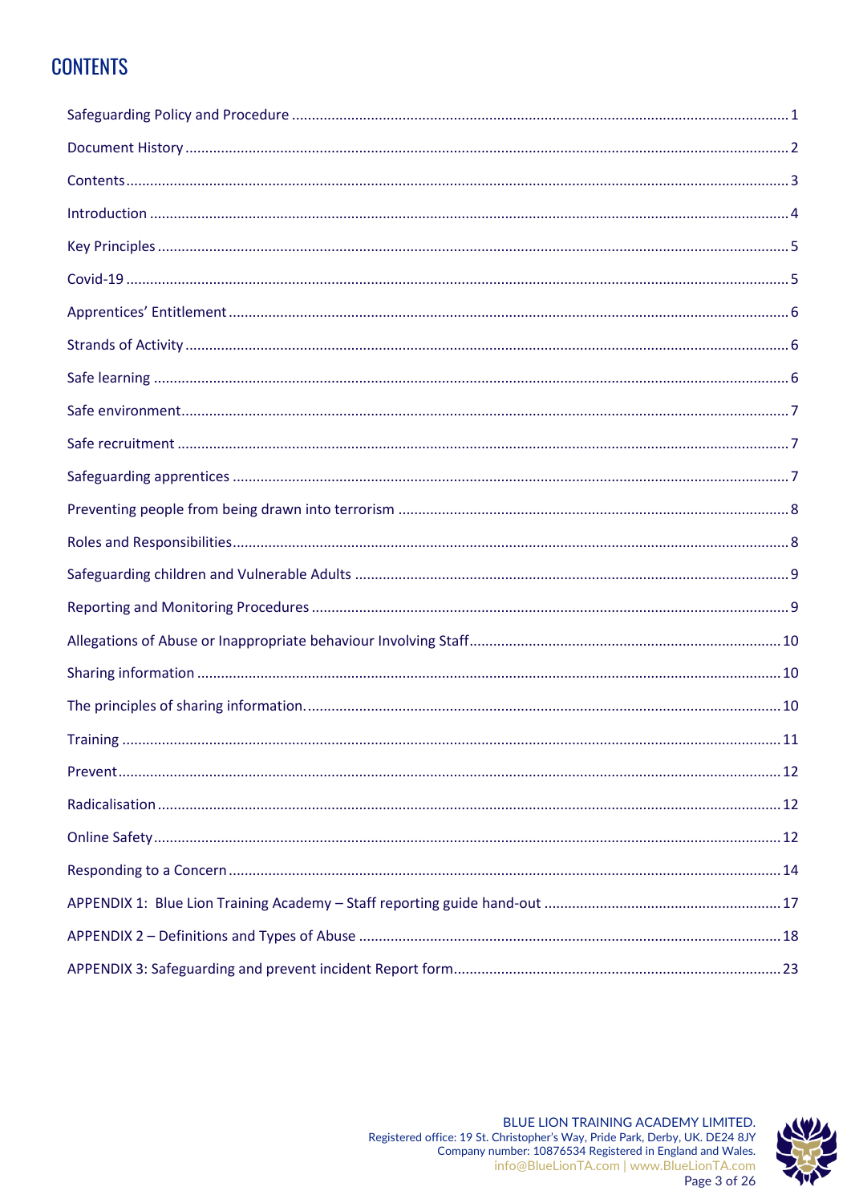## CONTENTS

Safeguarding Policy and Procedure ........................................................................................................ 1

Document History ................................................................................................................................... 2

Contents .................................................................................................................................................. 3

Introduction ............................................................................................................................................ 4

Key Principles .......................................................................................................................................... 5

Covid-19 .................................................................................................................................................. 5

Apprentices' Entitlement ........................................................................................................................ 6

Strands of Activity ................................................................................................................................... 6

Safe learning ........................................................................................................................................... 6

Safe environment .................................................................................................................................... 7

Safe recruitment ..................................................................................................................................... 7

Safeguarding apprentices ....................................................................................................................... 7

Preventing people from being drawn into terrorism .............................................................................. 8

Roles and Responsibilities ....................................................................................................................... 8

Safeguarding children and Vulnerable Adults ......................................................................................... 9

Reporting and Monitoring Procedures .................................................................................................... 9

Allegations of Abuse or Inappropriate behaviour Involving Staff ........................................................... 10

Sharing information ............................................................................................................................... 10

The principles of sharing information. ................................................................................................... 10

Training .................................................................................................................................................. 11

Prevent .................................................................................................................................................. 12

Radicalisation ......................................................................................................................................... 12

Online Safety .......................................................................................................................................... 12

Responding to a Concern ....................................................................................................................... 14

APPENDIX 1: Blue Lion Training Academy – Staff reporting guide hand-out ......................................... 17

APPENDIX 2 – Definitions and Types of Abuse ....................................................................................... 18

APPENDIX 3: Safeguarding and prevent incident Report form ............................................................... 23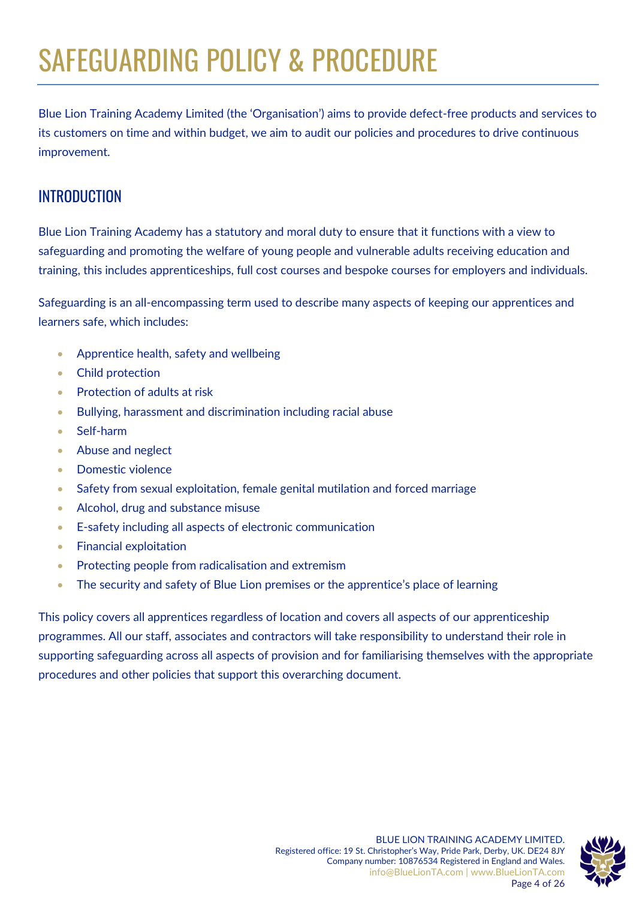# SAFEGUARDING POLICY & PROCEDURE

Blue Lion Training Academy Limited (the 'Organisation') aims to provide defect-free products and services to its customers on time and within budget, we aim to audit our policies and procedures to drive continuous improvement.

## INTRODUCTION

Blue Lion Training Academy has a statutory and moral duty to ensure that it functions with a view to safeguarding and promoting the welfare of young people and vulnerable adults receiving education and training, this includes apprenticeships, full cost courses and bespoke courses for employers and individuals.

Safeguarding is an all-encompassing term used to describe many aspects of keeping our apprentices and learners safe, which includes:

- Apprentice health, safety and wellbeing
- Child protection
- Protection of adults at risk
- Bullying, harassment and discrimination including racial abuse
- Self-harm
- Abuse and neglect
- Domestic violence
- Safety from sexual exploitation, female genital mutilation and forced marriage
- Alcohol, drug and substance misuse
- E-safety including all aspects of electronic communication
- Financial exploitation
- Protecting people from radicalisation and extremism
- The security and safety of Blue Lion premises or the apprentice's place of learning

This policy covers all apprentices regardless of location and covers all aspects of our apprenticeship programmes. All our staff, associates and contractors will take responsibility to understand their role in supporting safeguarding across all aspects of provision and for familiarising themselves with the appropriate procedures and other policies that support this overarching document.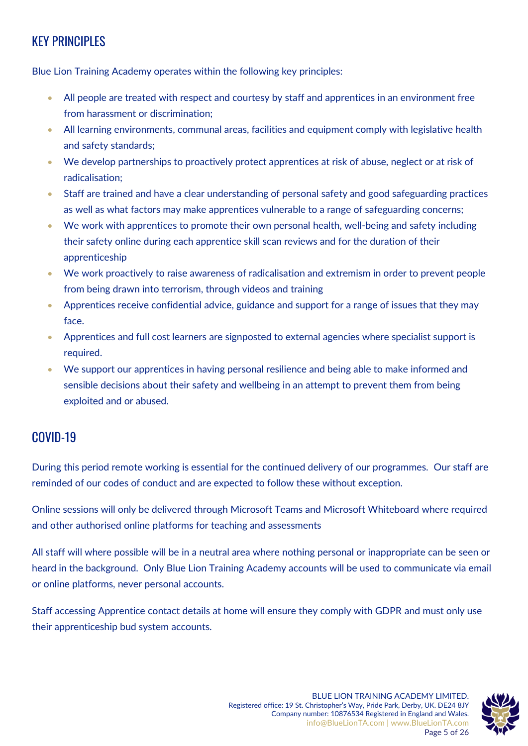## KEY PRINCIPLES

Blue Lion Training Academy operates within the following key principles:

- All people are treated with respect and courtesy by staff and apprentices in an environment free from harassment or discrimination;
- All learning environments, communal areas, facilities and equipment comply with legislative health and safety standards;
- We develop partnerships to proactively protect apprentices at risk of abuse, neglect or at risk of radicalisation;
- Staff are trained and have a clear understanding of personal safety and good safeguarding practices as well as what factors may make apprentices vulnerable to a range of safeguarding concerns;
- We work with apprentices to promote their own personal health, well-being and safety including their safety online during each apprentice skill scan reviews and for the duration of their apprenticeship
- We work proactively to raise awareness of radicalisation and extremism in order to prevent people from being drawn into terrorism, through videos and training
- Apprentices receive confidential advice, guidance and support for a range of issues that they may face.
- Apprentices and full cost learners are signposted to external agencies where specialist support is required.
- We support our apprentices in having personal resilience and being able to make informed and sensible decisions about their safety and wellbeing in an attempt to prevent them from being exploited and or abused.

## COVID-19

During this period remote working is essential for the continued delivery of our programmes. Our staff are reminded of our codes of conduct and are expected to follow these without exception.

Online sessions will only be delivered through Microsoft Teams and Microsoft Whiteboard where required and other authorised online platforms for teaching and assessments

All staff will where possible will be in a neutral area where nothing personal or inappropriate can be seen or heard in the background. Only Blue Lion Training Academy accounts will be used to communicate via email or online platforms, never personal accounts.

Staff accessing Apprentice contact details at home will ensure they comply with GDPR and must only use their apprenticeship bud system accounts.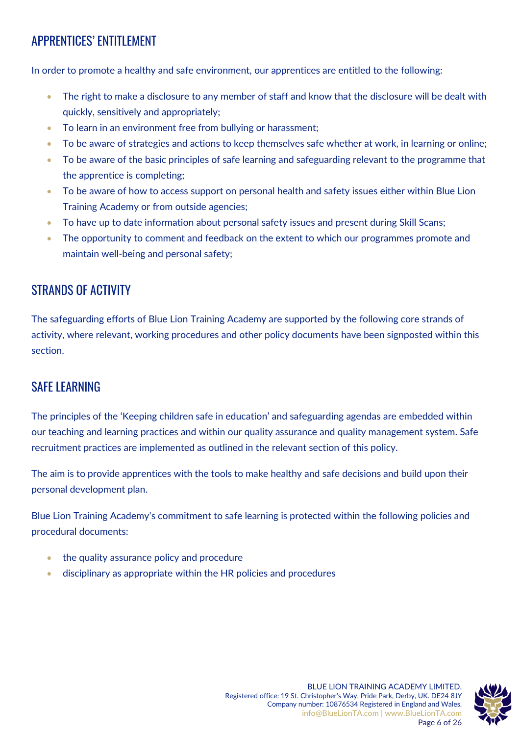## APPRENTICES' ENTITLEMENT

In order to promote a healthy and safe environment, our apprentices are entitled to the following:

- The right to make a disclosure to any member of staff and know that the disclosure will be dealt with quickly, sensitively and appropriately;
- To learn in an environment free from bullying or harassment;
- To be aware of strategies and actions to keep themselves safe whether at work, in learning or online;
- To be aware of the basic principles of safe learning and safeguarding relevant to the programme that the apprentice is completing;
- To be aware of how to access support on personal health and safety issues either within Blue Lion Training Academy or from outside agencies;
- To have up to date information about personal safety issues and present during Skill Scans;
- The opportunity to comment and feedback on the extent to which our programmes promote and maintain well-being and personal safety;

## STRANDS OF ACTIVITY

The safeguarding efforts of Blue Lion Training Academy are supported by the following core strands of activity, where relevant, working procedures and other policy documents have been signposted within this section.

## SAFE LEARNING

The principles of the 'Keeping children safe in education' and safeguarding agendas are embedded within our teaching and learning practices and within our quality assurance and quality management system. Safe recruitment practices are implemented as outlined in the relevant section of this policy.

The aim is to provide apprentices with the tools to make healthy and safe decisions and build upon their personal development plan.

Blue Lion Training Academy's commitment to safe learning is protected within the following policies and procedural documents:

- the quality assurance policy and procedure
- disciplinary as appropriate within the HR policies and procedures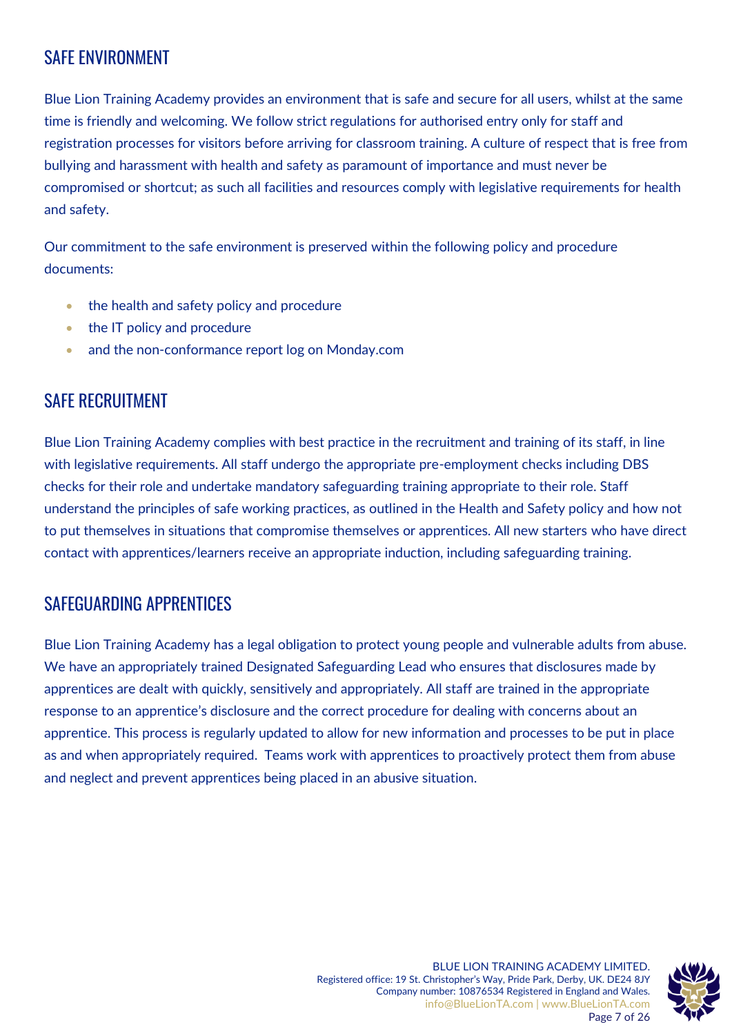## SAFE ENVIRONMENT

Blue Lion Training Academy provides an environment that is safe and secure for all users, whilst at the same time is friendly and welcoming. We follow strict regulations for authorised entry only for staff and registration processes for visitors before arriving for classroom training. A culture of respect that is free from bullying and harassment with health and safety as paramount of importance and must never be compromised or shortcut; as such all facilities and resources comply with legislative requirements for health and safety.

Our commitment to the safe environment is preserved within the following policy and procedure documents:

- the health and safety policy and procedure
- the IT policy and procedure
- and the non-conformance report log on Monday.com

## SAFE RECRUITMENT

Blue Lion Training Academy complies with best practice in the recruitment and training of its staff, in line with legislative requirements. All staff undergo the appropriate pre-employment checks including DBS checks for their role and undertake mandatory safeguarding training appropriate to their role. Staff understand the principles of safe working practices, as outlined in the Health and Safety policy and how not to put themselves in situations that compromise themselves or apprentices. All new starters who have direct contact with apprentices/learners receive an appropriate induction, including safeguarding training.

## SAFEGUARDING APPRENTICES

Blue Lion Training Academy has a legal obligation to protect young people and vulnerable adults from abuse. We have an appropriately trained Designated Safeguarding Lead who ensures that disclosures made by apprentices are dealt with quickly, sensitively and appropriately. All staff are trained in the appropriate response to an apprentice's disclosure and the correct procedure for dealing with concerns about an apprentice. This process is regularly updated to allow for new information and processes to be put in place as and when appropriately required. Teams work with apprentices to proactively protect them from abuse and neglect and prevent apprentices being placed in an abusive situation.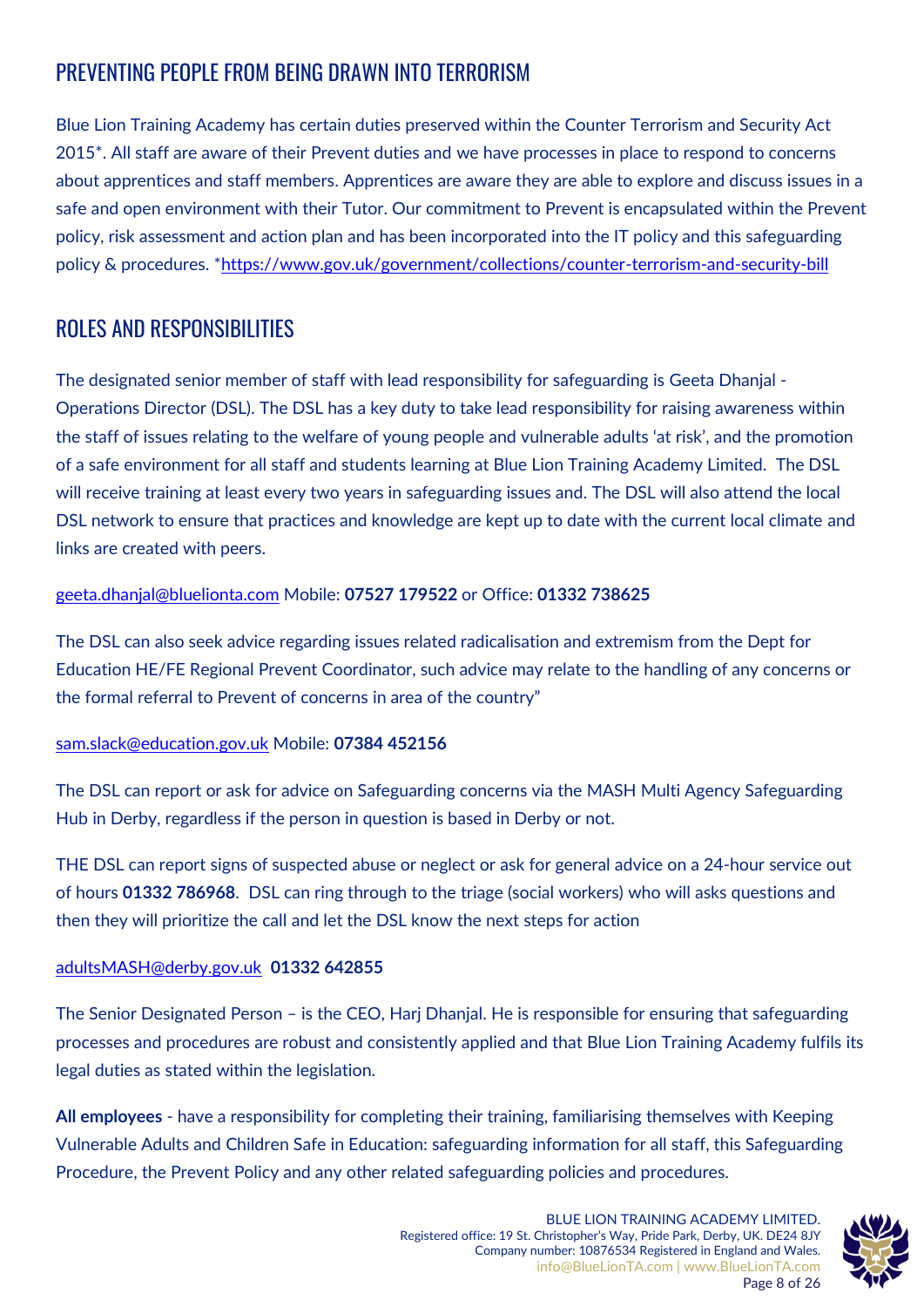## PREVENTING PEOPLE FROM BEING DRAWN INTO TERRORISM

Blue Lion Training Academy has certain duties preserved within the Counter Terrorism and Security Act 2015*. All staff are aware of their Prevent duties and we have processes in place to respond to concerns about apprentices and staff members. Apprentices are aware they are able to explore and discuss issues in a safe and open environment with their Tutor. Our commitment to Prevent is encapsulated within the Prevent policy, risk assessment and action plan and has been incorporated into the IT policy and this safeguarding policy & procedures. *https://www.gov.uk/government/collections/counter-terrorism-and-security-bill

## ROLES AND RESPONSIBILITIES

The designated senior member of staff with lead responsibility for safeguarding is Geeta Dhanjal - Operations Director (DSL). The DSL has a key duty to take lead responsibility for raising awareness within the staff of issues relating to the welfare of young people and vulnerable adults 'at risk', and the promotion of a safe environment for all staff and students learning at Blue Lion Training Academy Limited. The DSL will receive training at least every two years in safeguarding issues and. The DSL will also attend the local DSL network to ensure that practices and knowledge are kept up to date with the current local climate and links are created with peers.

geeta.dhanjal@bluelionta.com Mobile: **07527 179522** or Office: **01332 738625**

The DSL can also seek advice regarding issues related radicalisation and extremism from the Dept for Education HE/FE Regional Prevent Coordinator, such advice may relate to the handling of any concerns or the formal referral to Prevent of concerns in area of the country"

sam.slack@education.gov.uk Mobile: **07384 452156**

The DSL can report or ask for advice on Safeguarding concerns via the MASH Multi Agency Safeguarding Hub in Derby, regardless if the person in question is based in Derby or not.

THE DSL can report signs of suspected abuse or neglect or ask for general advice on a 24-hour service out of hours **01332 786968**. DSL can ring through to the triage (social workers) who will asks questions and then they will prioritize the call and let the DSL know the next steps for action

adultsMASH@derby.gov.uk **01332 642855**

The Senior Designated Person – is the CEO, Harj Dhanjal. He is responsible for ensuring that safeguarding processes and procedures are robust and consistently applied and that Blue Lion Training Academy fulfils its legal duties as stated within the legislation.

**All employees** - have a responsibility for completing their training, familiarising themselves with Keeping Vulnerable Adults and Children Safe in Education: safeguarding information for all staff, this Safeguarding Procedure, the Prevent Policy and any other related safeguarding policies and procedures.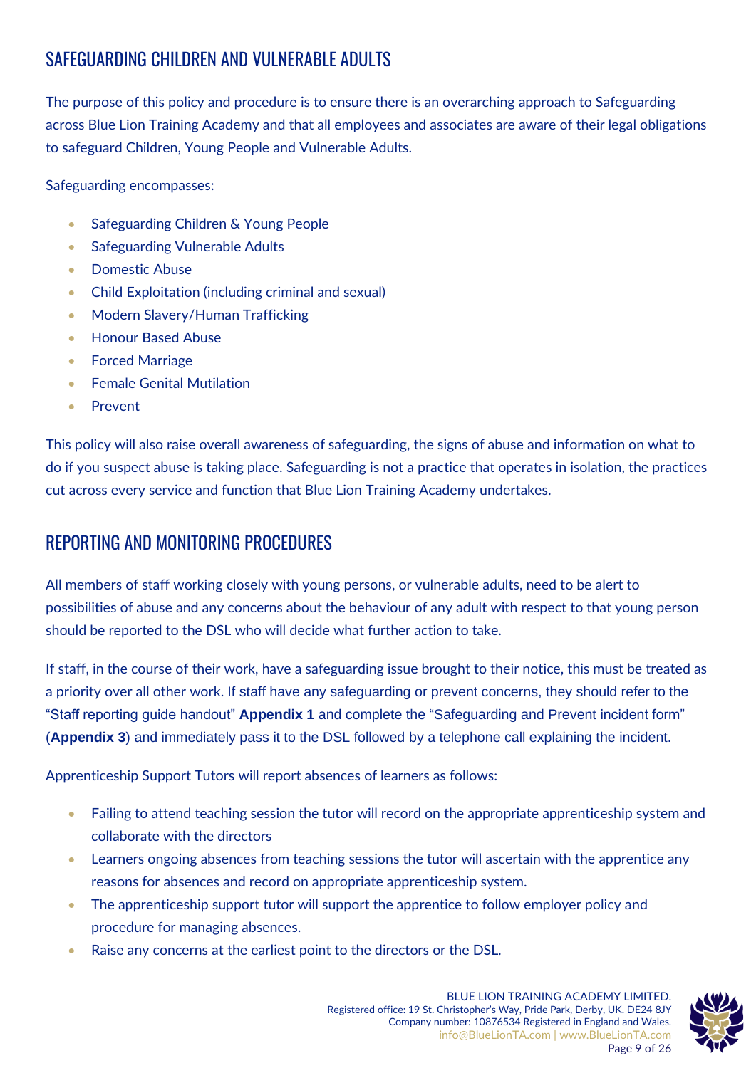## SAFEGUARDING CHILDREN AND VULNERABLE ADULTS

The purpose of this policy and procedure is to ensure there is an overarching approach to Safeguarding across Blue Lion Training Academy and that all employees and associates are aware of their legal obligations to safeguard Children, Young People and Vulnerable Adults.

Safeguarding encompasses:

- Safeguarding Children & Young People
- Safeguarding Vulnerable Adults
- Domestic Abuse
- Child Exploitation (including criminal and sexual)
- Modern Slavery/Human Trafficking
- Honour Based Abuse
- Forced Marriage
- Female Genital Mutilation
- Prevent

This policy will also raise overall awareness of safeguarding, the signs of abuse and information on what to do if you suspect abuse is taking place. Safeguarding is not a practice that operates in isolation, the practices cut across every service and function that Blue Lion Training Academy undertakes.

## REPORTING AND MONITORING PROCEDURES

All members of staff working closely with young persons, or vulnerable adults, need to be alert to possibilities of abuse and any concerns about the behaviour of any adult with respect to that young person should be reported to the DSL who will decide what further action to take.

If staff, in the course of their work, have a safeguarding issue brought to their notice, this must be treated as a priority over all other work. If staff have any safeguarding or prevent concerns, they should refer to the "Staff reporting guide handout" **Appendix 1** and complete the "Safeguarding and Prevent incident form" (**Appendix 3**) and immediately pass it to the DSL followed by a telephone call explaining the incident.

Apprenticeship Support Tutors will report absences of learners as follows:

- Failing to attend teaching session the tutor will record on the appropriate apprenticeship system and collaborate with the directors
- Learners ongoing absences from teaching sessions the tutor will ascertain with the apprentice any reasons for absences and record on appropriate apprenticeship system.
- The apprenticeship support tutor will support the apprentice to follow employer policy and procedure for managing absences.
- Raise any concerns at the earliest point to the directors or the DSL.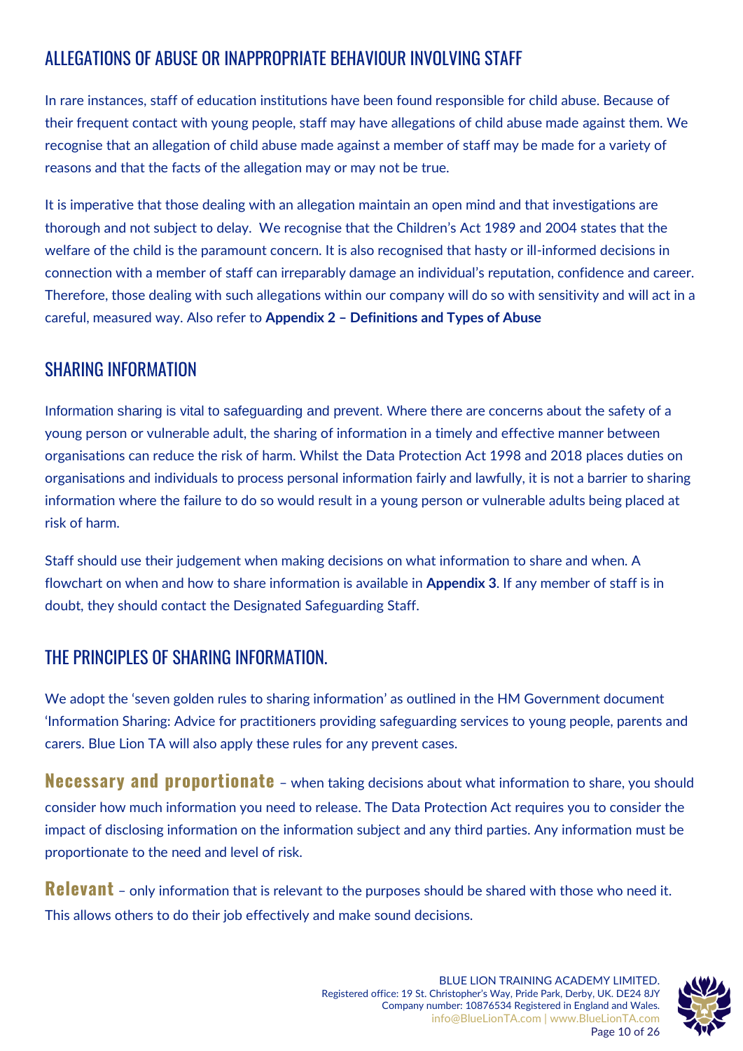## ALLEGATIONS OF ABUSE OR INAPPROPRIATE BEHAVIOUR INVOLVING STAFF

In rare instances, staff of education institutions have been found responsible for child abuse. Because of their frequent contact with young people, staff may have allegations of child abuse made against them. We recognise that an allegation of child abuse made against a member of staff may be made for a variety of reasons and that the facts of the allegation may or may not be true.

It is imperative that those dealing with an allegation maintain an open mind and that investigations are thorough and not subject to delay. We recognise that the Children's Act 1989 and 2004 states that the welfare of the child is the paramount concern. It is also recognised that hasty or ill-informed decisions in connection with a member of staff can irreparably damage an individual's reputation, confidence and career. Therefore, those dealing with such allegations within our company will do so with sensitivity and will act in a careful, measured way. Also refer to **Appendix 2 – Definitions and Types of Abuse**

## SHARING INFORMATION

Information sharing is vital to safeguarding and prevent. Where there are concerns about the safety of a young person or vulnerable adult, the sharing of information in a timely and effective manner between organisations can reduce the risk of harm. Whilst the Data Protection Act 1998 and 2018 places duties on organisations and individuals to process personal information fairly and lawfully, it is not a barrier to sharing information where the failure to do so would result in a young person or vulnerable adults being placed at risk of harm.

Staff should use their judgement when making decisions on what information to share and when. A flowchart on when and how to share information is available in **Appendix 3**. If any member of staff is in doubt, they should contact the Designated Safeguarding Staff.

## THE PRINCIPLES OF SHARING INFORMATION.

We adopt the 'seven golden rules to sharing information' as outlined in the HM Government document 'Information Sharing: Advice for practitioners providing safeguarding services to young people, parents and carers. Blue Lion TA will also apply these rules for any prevent cases.

**Necessary and proportionate** – when taking decisions about what information to share, you should consider how much information you need to release. The Data Protection Act requires you to consider the impact of disclosing information on the information subject and any third parties. Any information must be proportionate to the need and level of risk.

**Relevant** – only information that is relevant to the purposes should be shared with those who need it. This allows others to do their job effectively and make sound decisions.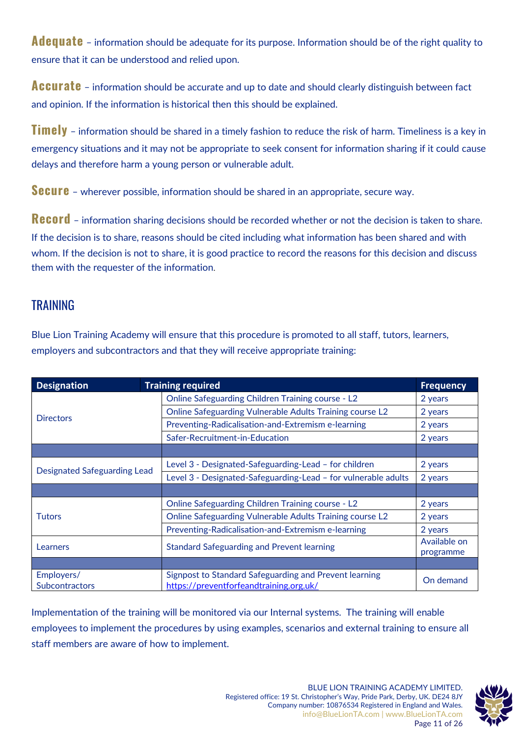**Adequate** – information should be adequate for its purpose. Information should be of the right quality to ensure that it can be understood and relied upon.

**Accurate** – information should be accurate and up to date and should clearly distinguish between fact and opinion. If the information is historical then this should be explained.

**Timely** – information should be shared in a timely fashion to reduce the risk of harm. Timeliness is a key in emergency situations and it may not be appropriate to seek consent for information sharing if it could cause delays and therefore harm a young person or vulnerable adult.

**Secure** – wherever possible, information should be shared in an appropriate, secure way.

**Record** – information sharing decisions should be recorded whether or not the decision is taken to share. If the decision is to share, reasons should be cited including what information has been shared and with whom. If the decision is not to share, it is good practice to record the reasons for this decision and discuss them with the requester of the information.

## TRAINING

Blue Lion Training Academy will ensure that this procedure is promoted to all staff, tutors, learners, employers and subcontractors and that they will receive appropriate training:

| Designation | Training required | Frequency |
|---|---|---|
| Directors | Online Safeguarding Children Training course - L2 | 2 years |
| | Online Safeguarding Vulnerable Adults Training course L2 | 2 years |
| | Preventing-Radicalisation-and-Extremism e-learning | 2 years |
| | Safer-Recruitment-in-Education | 2 years |
| | | |
| Designated Safeguarding Lead | Level 3 - Designated-Safeguarding-Lead – for children | 2 years |
| | Level 3 - Designated-Safeguarding-Lead – for vulnerable adults | 2 years |
| | | |
| Tutors | Online Safeguarding Children Training course - L2 | 2 years |
| | Online Safeguarding Vulnerable Adults Training course L2 | 2 years |
| | Preventing-Radicalisation-and-Extremism e-learning | 2 years |
| Learners | Standard Safeguarding and Prevent learning | Available on programme |
| | | |
| Employers/ Subcontractors | Signpost to Standard Safeguarding and Prevent learning https://preventforfeandtraining.org.uk/ | On demand |

Implementation of the training will be monitored via our Internal systems. The training will enable employees to implement the procedures by using examples, scenarios and external training to ensure all staff members are aware of how to implement.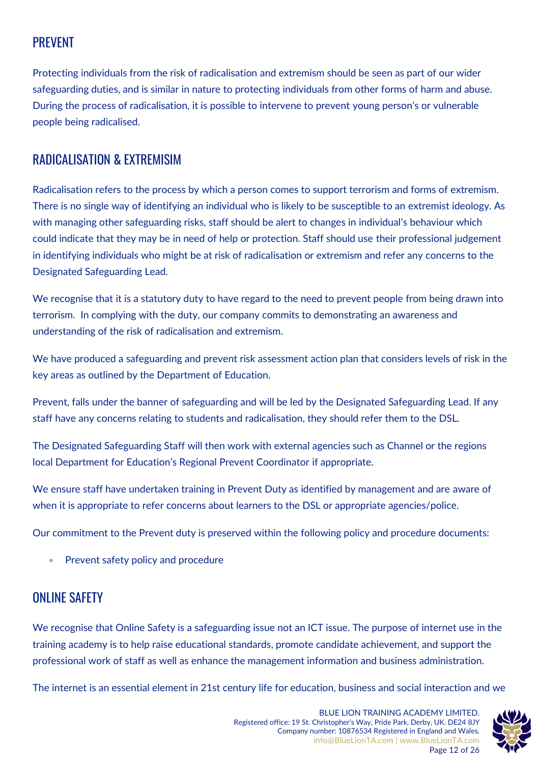## PREVENT

Protecting individuals from the risk of radicalisation and extremism should be seen as part of our wider safeguarding duties, and is similar in nature to protecting individuals from other forms of harm and abuse. During the process of radicalisation, it is possible to intervene to prevent young person's or vulnerable people being radicalised.

## RADICALISATION & EXTREMISIM

Radicalisation refers to the process by which a person comes to support terrorism and forms of extremism. There is no single way of identifying an individual who is likely to be susceptible to an extremist ideology. As with managing other safeguarding risks, staff should be alert to changes in individual's behaviour which could indicate that they may be in need of help or protection. Staff should use their professional judgement in identifying individuals who might be at risk of radicalisation or extremism and refer any concerns to the Designated Safeguarding Lead.

We recognise that it is a statutory duty to have regard to the need to prevent people from being drawn into terrorism. In complying with the duty, our company commits to demonstrating an awareness and understanding of the risk of radicalisation and extremism.

We have produced a safeguarding and prevent risk assessment action plan that considers levels of risk in the key areas as outlined by the Department of Education.

Prevent, falls under the banner of safeguarding and will be led by the Designated Safeguarding Lead. If any staff have any concerns relating to students and radicalisation, they should refer them to the DSL.

The Designated Safeguarding Staff will then work with external agencies such as Channel or the regions local Department for Education's Regional Prevent Coordinator if appropriate.

We ensure staff have undertaken training in Prevent Duty as identified by management and are aware of when it is appropriate to refer concerns about learners to the DSL or appropriate agencies/police.

Our commitment to the Prevent duty is preserved within the following policy and procedure documents:

- Prevent safety policy and procedure

## ONLINE SAFETY

We recognise that Online Safety is a safeguarding issue not an ICT issue. The purpose of internet use in the training academy is to help raise educational standards, promote candidate achievement, and support the professional work of staff as well as enhance the management information and business administration.

The internet is an essential element in 21st century life for education, business and social interaction and we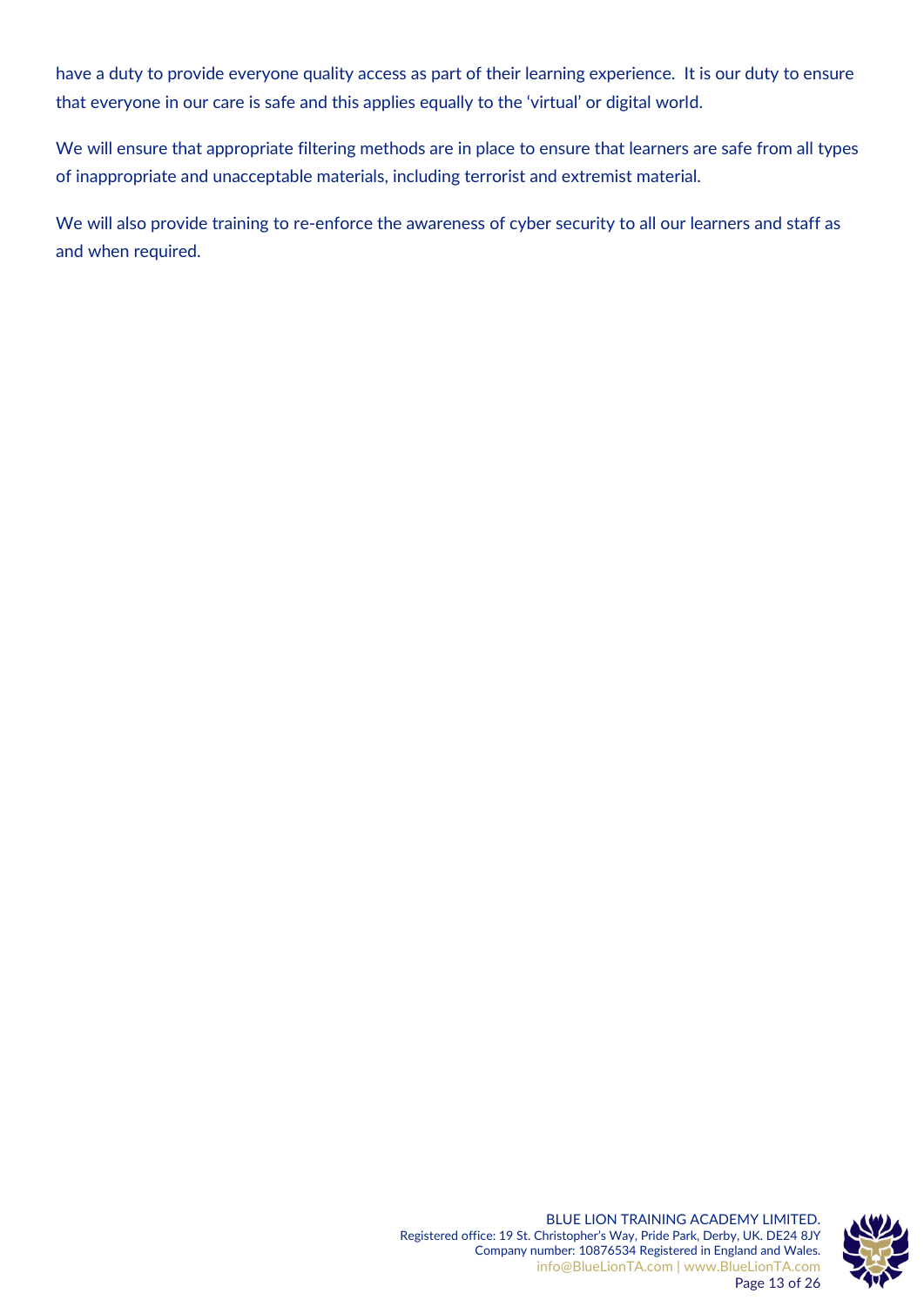have a duty to provide everyone quality access as part of their learning experience.  It is our duty to ensure that everyone in our care is safe and this applies equally to the 'virtual' or digital world.

We will ensure that appropriate filtering methods are in place to ensure that learners are safe from all types of inappropriate and unacceptable materials, including terrorist and extremist material.

We will also provide training to re-enforce the awareness of cyber security to all our learners and staff as and when required.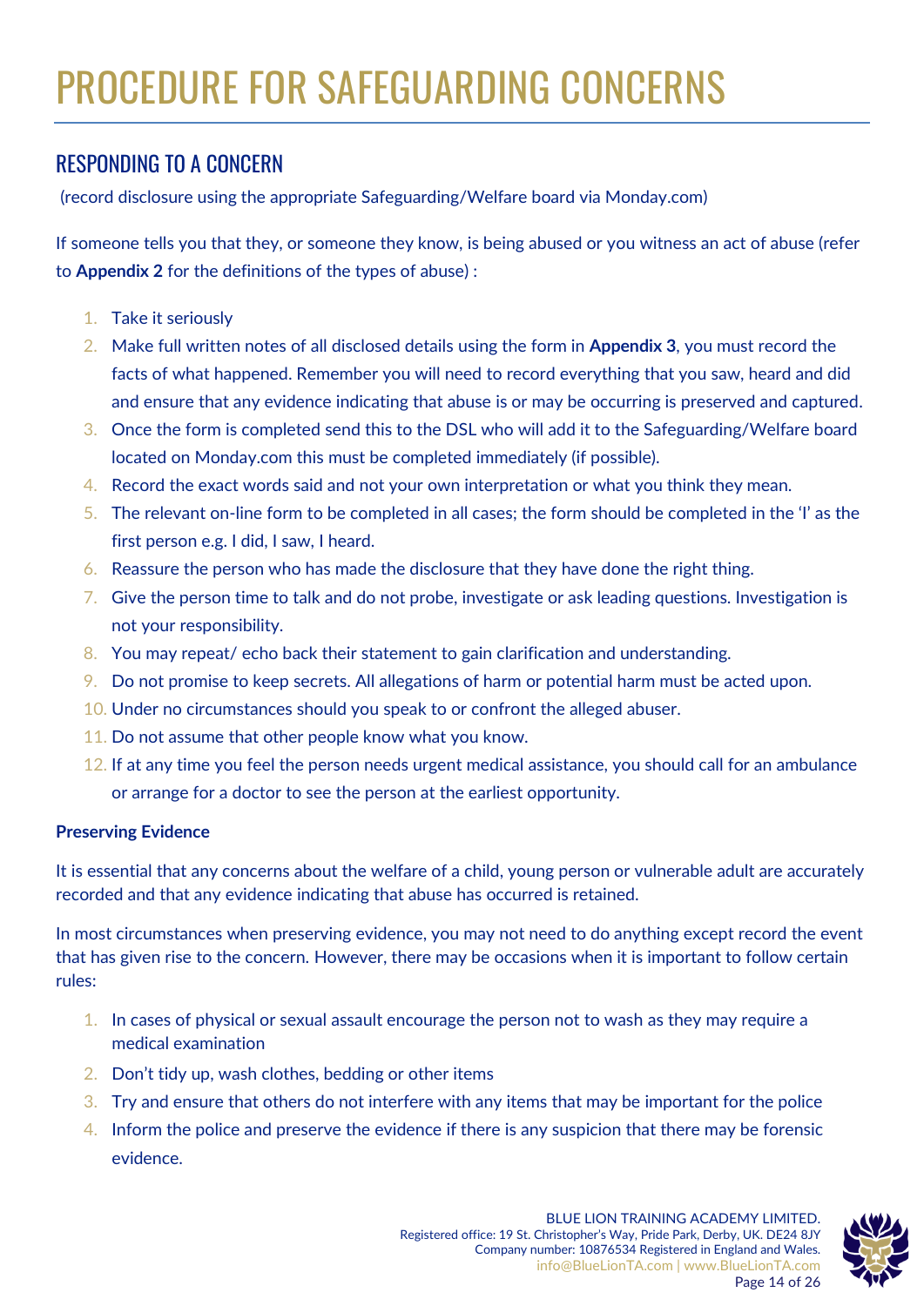# PROCEDURE FOR SAFEGUARDING CONCERNS

## RESPONDING TO A CONCERN

(record disclosure using the appropriate Safeguarding/Welfare board via Monday.com)

If someone tells you that they, or someone they know, is being abused or you witness an act of abuse (refer to **Appendix 2** for the definitions of the types of abuse) :

1. Take it seriously
2. Make full written notes of all disclosed details using the form in **Appendix 3**, you must record the facts of what happened. Remember you will need to record everything that you saw, heard and did and ensure that any evidence indicating that abuse is or may be occurring is preserved and captured.
3. Once the form is completed send this to the DSL who will add it to the Safeguarding/Welfare board located on Monday.com this must be completed immediately (if possible).
4. Record the exact words said and not your own interpretation or what you think they mean.
5. The relevant on-line form to be completed in all cases; the form should be completed in the 'I' as the first person e.g. I did, I saw, I heard.
6. Reassure the person who has made the disclosure that they have done the right thing.
7. Give the person time to talk and do not probe, investigate or ask leading questions. Investigation is not your responsibility.
8. You may repeat/ echo back their statement to gain clarification and understanding.
9. Do not promise to keep secrets. All allegations of harm or potential harm must be acted upon.
10. Under no circumstances should you speak to or confront the alleged abuser.
11. Do not assume that other people know what you know.
12. If at any time you feel the person needs urgent medical assistance, you should call for an ambulance or arrange for a doctor to see the person at the earliest opportunity.

**Preserving Evidence**

It is essential that any concerns about the welfare of a child, young person or vulnerable adult are accurately recorded and that any evidence indicating that abuse has occurred is retained.

In most circumstances when preserving evidence, you may not need to do anything except record the event that has given rise to the concern. However, there may be occasions when it is important to follow certain rules:

1. In cases of physical or sexual assault encourage the person not to wash as they may require a medical examination
2. Don't tidy up, wash clothes, bedding or other items
3. Try and ensure that others do not interfere with any items that may be important for the police
4. Inform the police and preserve the evidence if there is any suspicion that there may be forensic evidence.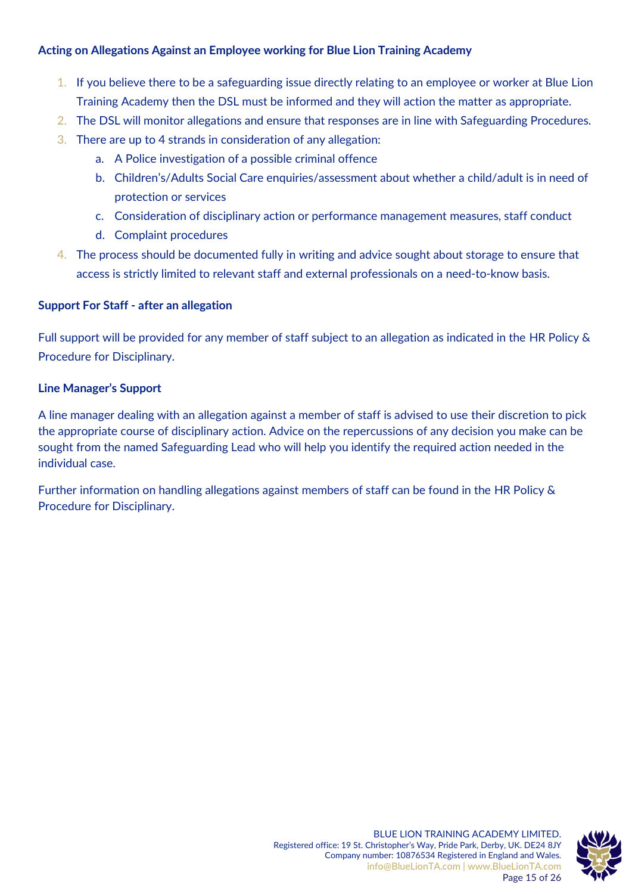### Acting on Allegations Against an Employee working for Blue Lion Training Academy

1. If you believe there to be a safeguarding issue directly relating to an employee or worker at Blue Lion Training Academy then the DSL must be informed and they will action the matter as appropriate.
2. The DSL will monitor allegations and ensure that responses are in line with Safeguarding Procedures.
3. There are up to 4 strands in consideration of any allegation:
   a. A Police investigation of a possible criminal offence
   b. Children's/Adults Social Care enquiries/assessment about whether a child/adult is in need of protection or services
   c. Consideration of disciplinary action or performance management measures, staff conduct
   d. Complaint procedures
4. The process should be documented fully in writing and advice sought about storage to ensure that access is strictly limited to relevant staff and external professionals on a need-to-know basis.

### Support For Staff - after an allegation

Full support will be provided for any member of staff subject to an allegation as indicated in the HR Policy & Procedure for Disciplinary.

### Line Manager's Support

A line manager dealing with an allegation against a member of staff is advised to use their discretion to pick the appropriate course of disciplinary action. Advice on the repercussions of any decision you make can be sought from the named Safeguarding Lead who will help you identify the required action needed in the individual case.

Further information on handling allegations against members of staff can be found in the HR Policy & Procedure for Disciplinary.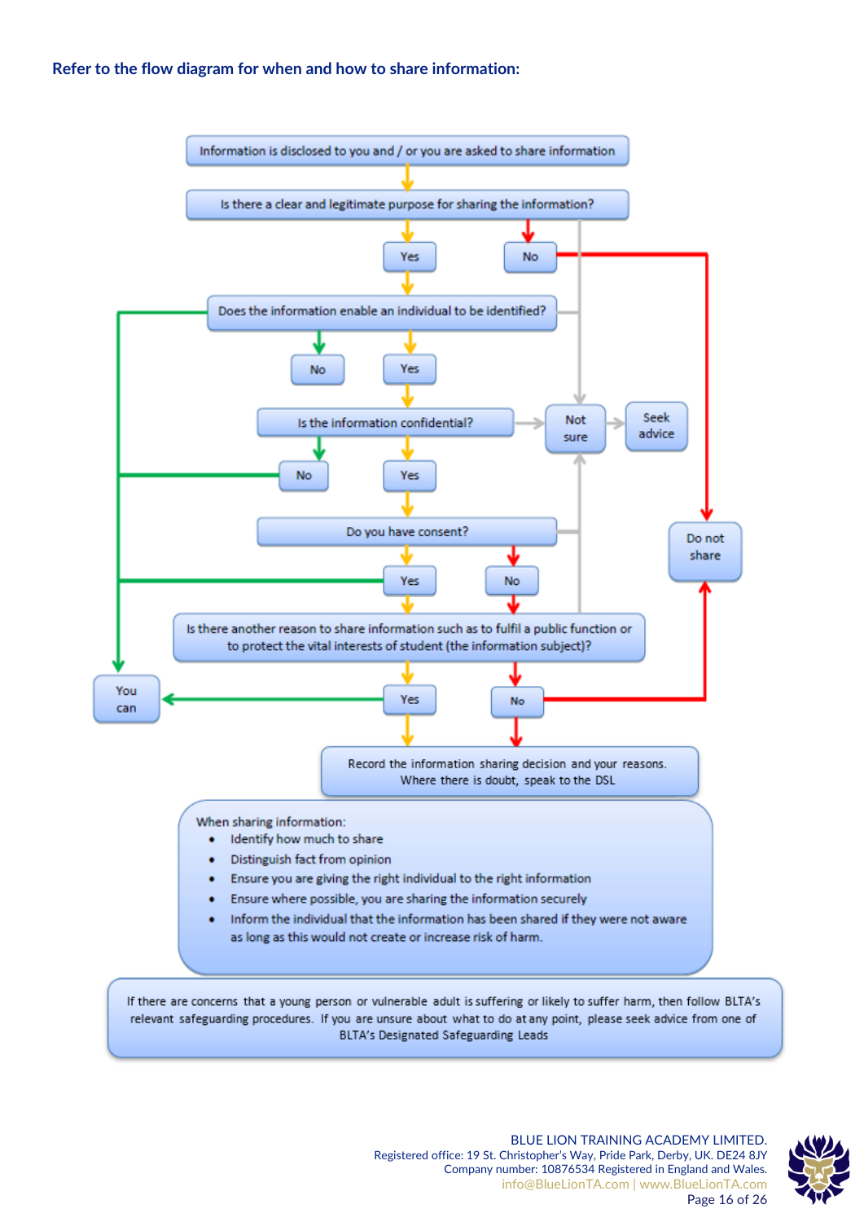**Refer to the flow diagram for when and how to share information:**

Information is disclosed to you and / or you are asked to share information

Is there a clear and legitimate purpose for sharing the information?

Yes

No

Does the information enable an individual to be identified?

No

Yes

Is the information confidential?

Not sure

Seek advice

No

Yes

Do you have consent?

Do not share

Yes

No

Is there another reason to share information such as to fulfil a public function or to protect the vital interests of student (the information subject)?

You can

Yes

No

Record the information sharing decision and your reasons. Where there is doubt, speak to the DSL

When sharing information:

- Identify how much to share
- Distinguish fact from opinion
- Ensure you are giving the right individual to the right information
- Ensure where possible, you are sharing the information securely
- Inform the individual that the information has been shared if they were not aware as long as this would not create or increase risk of harm.

If there are concerns that a young person or vulnerable adult is suffering or likely to suffer harm, then follow BLTA's relevant safeguarding procedures. If you are unsure about what to do at any point, please seek advice from one of BLTA's Designated Safeguarding Leads

BLUE LION TRAINING ACADEMY LIMITED.
Registered office: 19 St. Christopher's Way, Pride Park, Derby, UK. DE24 8JY
Company number: 10876534 Registered in England and Wales.
info@BlueLionTA.com | www.BlueLionTA.com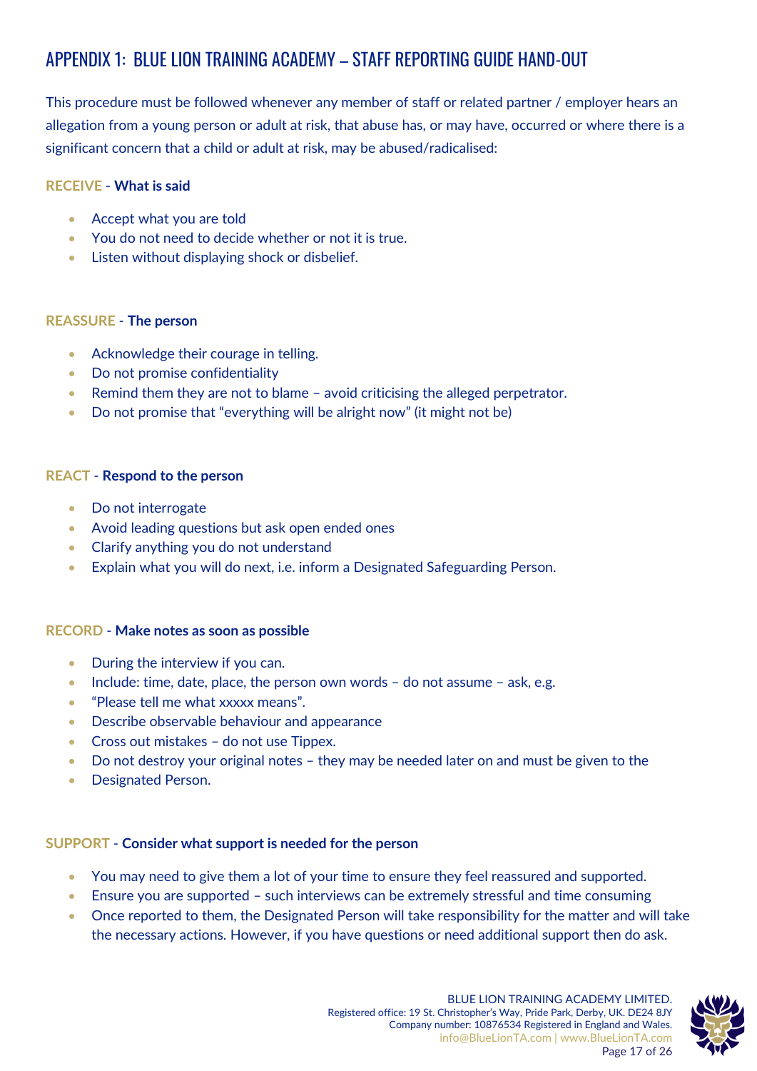## APPENDIX 1: BLUE LION TRAINING ACADEMY – STAFF REPORTING GUIDE HAND-OUT

This procedure must be followed whenever any member of staff or related partner / employer hears an allegation from a young person or adult at risk, that abuse has, or may have, occurred or where there is a significant concern that a child or adult at risk, may be abused/radicalised:

**RECEIVE - What is said**

- Accept what you are told
- You do not need to decide whether or not it is true.
- Listen without displaying shock or disbelief.

**REASSURE - The person**

- Acknowledge their courage in telling.
- Do not promise confidentiality
- Remind them they are not to blame – avoid criticising the alleged perpetrator.
- Do not promise that "everything will be alright now" (it might not be)

**REACT - Respond to the person**

- Do not interrogate
- Avoid leading questions but ask open ended ones
- Clarify anything you do not understand
- Explain what you will do next, i.e. inform a Designated Safeguarding Person.

**RECORD - Make notes as soon as possible**

- During the interview if you can.
- Include: time, date, place, the person own words – do not assume – ask, e.g.
- "Please tell me what xxxxx means".
- Describe observable behaviour and appearance
- Cross out mistakes – do not use Tippex.
- Do not destroy your original notes – they may be needed later on and must be given to the
- Designated Person.

**SUPPORT - Consider what support is needed for the person**

- You may need to give them a lot of your time to ensure they feel reassured and supported.
- Ensure you are supported – such interviews can be extremely stressful and time consuming
- Once reported to them, the Designated Person will take responsibility for the matter and will take the necessary actions. However, if you have questions or need additional support then do ask.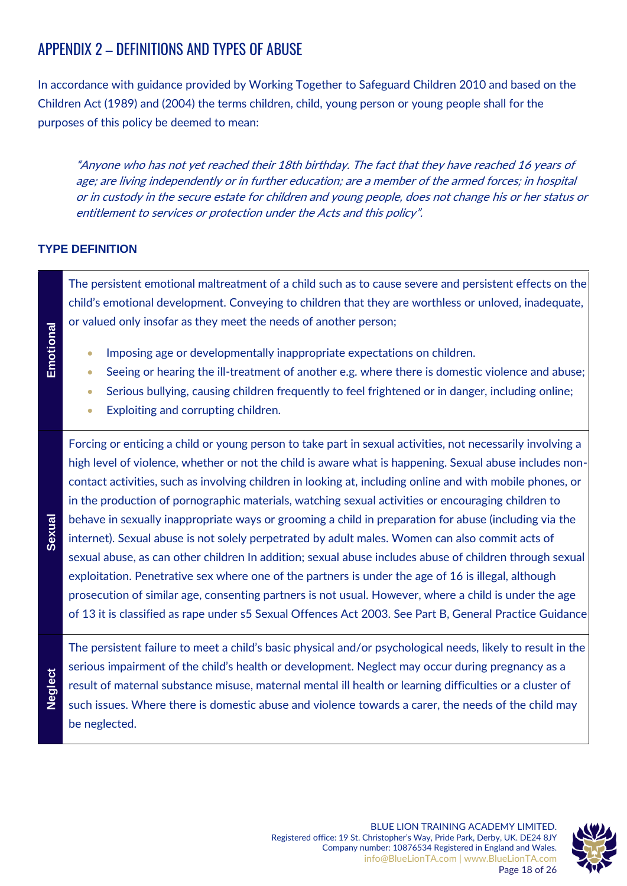## APPENDIX 2 – DEFINITIONS AND TYPES OF ABUSE

In accordance with guidance provided by Working Together to Safeguard Children 2010 and based on the Children Act (1989) and (2004) the terms children, child, young person or young people shall for the purposes of this policy be deemed to mean:

> *"Anyone who has not yet reached their 18th birthday. The fact that they have reached 16 years of age; are living independently or in further education; are a member of the armed forces; in hospital or in custody in the secure estate for children and young people, does not change his or her status or entitlement to services or protection under the Acts and this policy".*

| TYPE | DEFINITION |
|---|---|
| **Emotional** | The persistent emotional maltreatment of a child such as to cause severe and persistent effects on the child's emotional development. Conveying to children that they are worthless or unloved, inadequate, or valued only insofar as they meet the needs of another person;<br>• Imposing age or developmentally inappropriate expectations on children.<br>• Seeing or hearing the ill-treatment of another e.g. where there is domestic violence and abuse;<br>• Serious bullying, causing children frequently to feel frightened or in danger, including online;<br>• Exploiting and corrupting children. |
| **Sexual** | Forcing or enticing a child or young person to take part in sexual activities, not necessarily involving a high level of violence, whether or not the child is aware what is happening. Sexual abuse includes non-contact activities, such as involving children in looking at, including online and with mobile phones, or in the production of pornographic materials, watching sexual activities or encouraging children to behave in sexually inappropriate ways or grooming a child in preparation for abuse (including via the internet). Sexual abuse is not solely perpetrated by adult males. Women can also commit acts of sexual abuse, as can other children In addition; sexual abuse includes abuse of children through sexual exploitation. Penetrative sex where one of the partners is under the age of 16 is illegal, although prosecution of similar age, consenting partners is not usual. However, where a child is under the age of 13 it is classified as rape under s5 Sexual Offences Act 2003. See Part B, General Practice Guidance |
| **Neglect** | The persistent failure to meet a child's basic physical and/or psychological needs, likely to result in the serious impairment of the child's health or development. Neglect may occur during pregnancy as a result of maternal substance misuse, maternal mental ill health or learning difficulties or a cluster of such issues. Where there is domestic abuse and violence towards a carer, the needs of the child may be neglected. |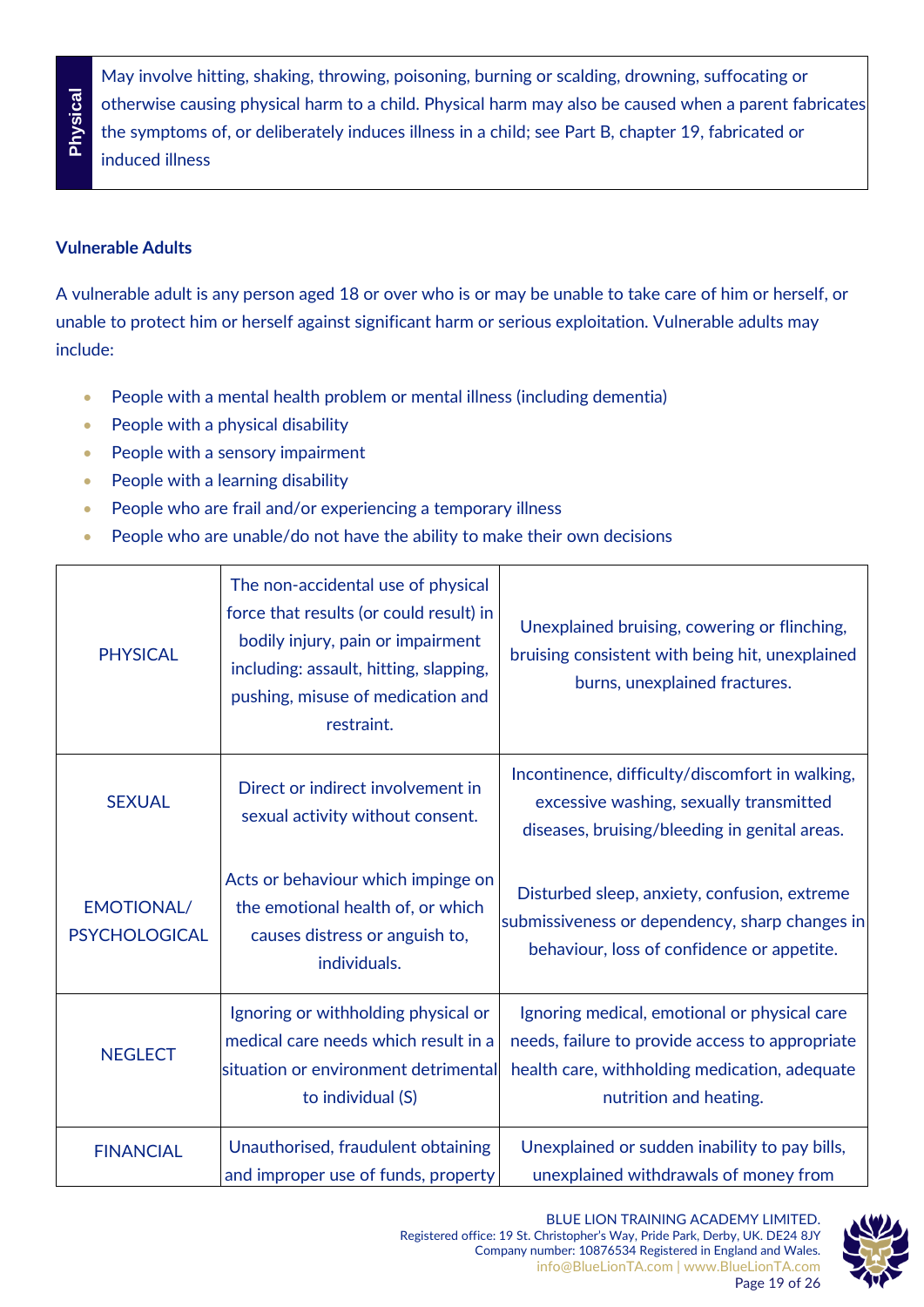| Physical | May involve hitting, shaking, throwing, poisoning, burning or scalding, drowning, suffocating or otherwise causing physical harm to a child. Physical harm may also be caused when a parent fabricates the symptoms of, or deliberately induces illness in a child; see Part B, chapter 19, fabricated or induced illness |
|---|---|

**Vulnerable Adults**

A vulnerable adult is any person aged 18 or over who is or may be unable to take care of him or herself, or unable to protect him or herself against significant harm or serious exploitation. Vulnerable adults may include:

- People with a mental health problem or mental illness (including dementia)
- People with a physical disability
- People with a sensory impairment
- People with a learning disability
- People who are frail and/or experiencing a temporary illness
- People who are unable/do not have the ability to make their own decisions

| | | |
|---|---|---|
| PHYSICAL | The non-accidental use of physical force that results (or could result) in bodily injury, pain or impairment including: assault, hitting, slapping, pushing, misuse of medication and restraint. | Unexplained bruising, cowering or flinching, bruising consistent with being hit, unexplained burns, unexplained fractures. |
| SEXUAL | Direct or indirect involvement in sexual activity without consent. | Incontinence, difficulty/discomfort in walking, excessive washing, sexually transmitted diseases, bruising/bleeding in genital areas. |
| EMOTIONAL/ PSYCHOLOGICAL | Acts or behaviour which impinge on the emotional health of, or which causes distress or anguish to, individuals. | Disturbed sleep, anxiety, confusion, extreme submissiveness or dependency, sharp changes in behaviour, loss of confidence or appetite. |
| NEGLECT | Ignoring or withholding physical or medical care needs which result in a situation or environment detrimental to individual (S) | Ignoring medical, emotional or physical care needs, failure to provide access to appropriate health care, withholding medication, adequate nutrition and heating. |
| FINANCIAL | Unauthorised, fraudulent obtaining and improper use of funds, property | Unexplained or sudden inability to pay bills, unexplained withdrawals of money from |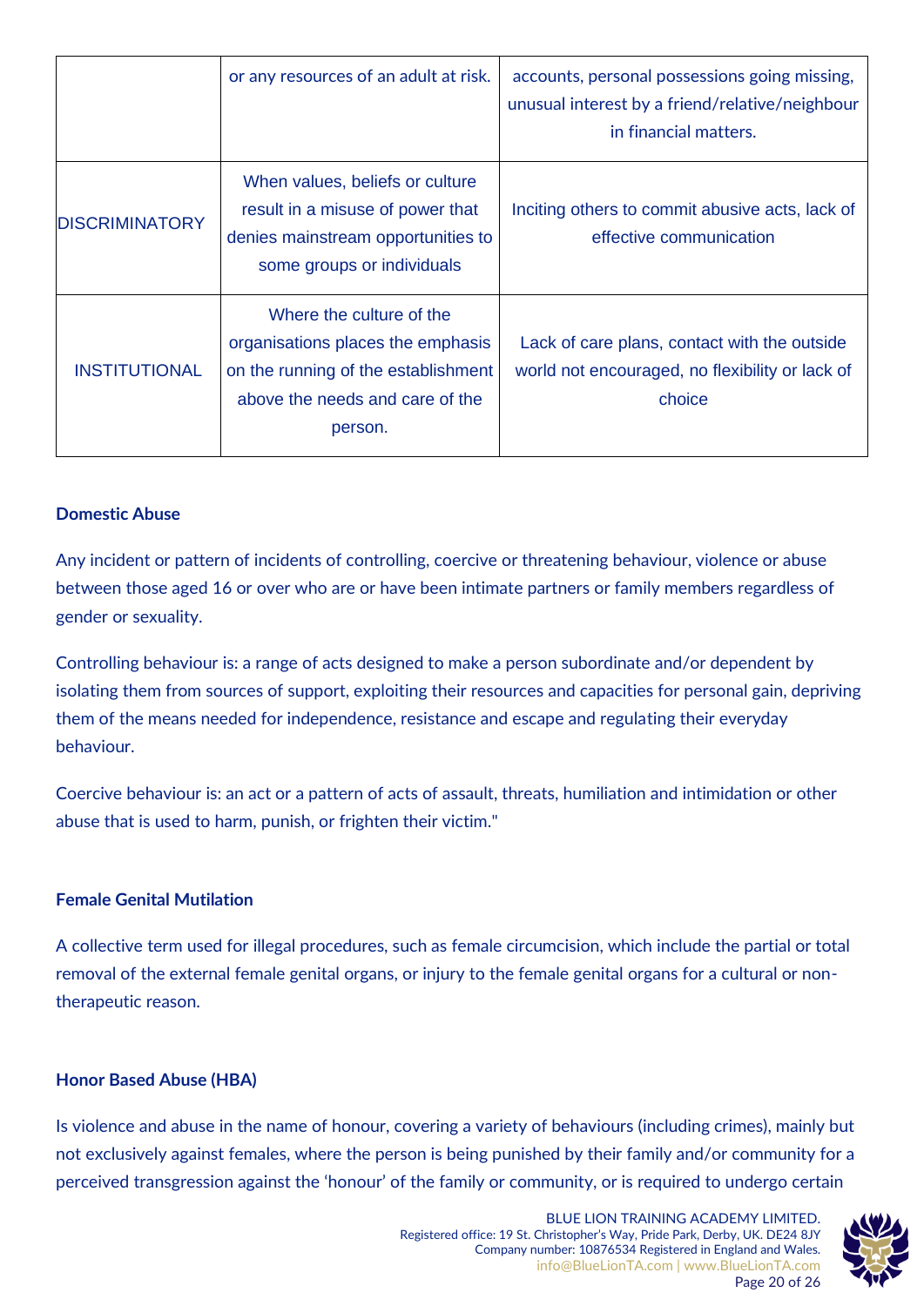| | | |
|---|---|---|
| | or any resources of an adult at risk. | accounts, personal possessions going missing, unusual interest by a friend/relative/neighbour in financial matters. |
| DISCRIMINATORY | When values, beliefs or culture result in a misuse of power that denies mainstream opportunities to some groups or individuals | Inciting others to commit abusive acts, lack of effective communication |
| INSTITUTIONAL | Where the culture of the organisations places the emphasis on the running of the establishment above the needs and care of the person. | Lack of care plans, contact with the outside world not encouraged, no flexibility or lack of choice |

**Domestic Abuse**

Any incident or pattern of incidents of controlling, coercive or threatening behaviour, violence or abuse between those aged 16 or over who are or have been intimate partners or family members regardless of gender or sexuality.

Controlling behaviour is: a range of acts designed to make a person subordinate and/or dependent by isolating them from sources of support, exploiting their resources and capacities for personal gain, depriving them of the means needed for independence, resistance and escape and regulating their everyday behaviour.

Coercive behaviour is: an act or a pattern of acts of assault, threats, humiliation and intimidation or other abuse that is used to harm, punish, or frighten their victim."

**Female Genital Mutilation**

A collective term used for illegal procedures, such as female circumcision, which include the partial or total removal of the external female genital organs, or injury to the female genital organs for a cultural or non-therapeutic reason.

**Honor Based Abuse (HBA)**

Is violence and abuse in the name of honour, covering a variety of behaviours (including crimes), mainly but not exclusively against females, where the person is being punished by their family and/or community for a perceived transgression against the 'honour' of the family or community, or is required to undergo certain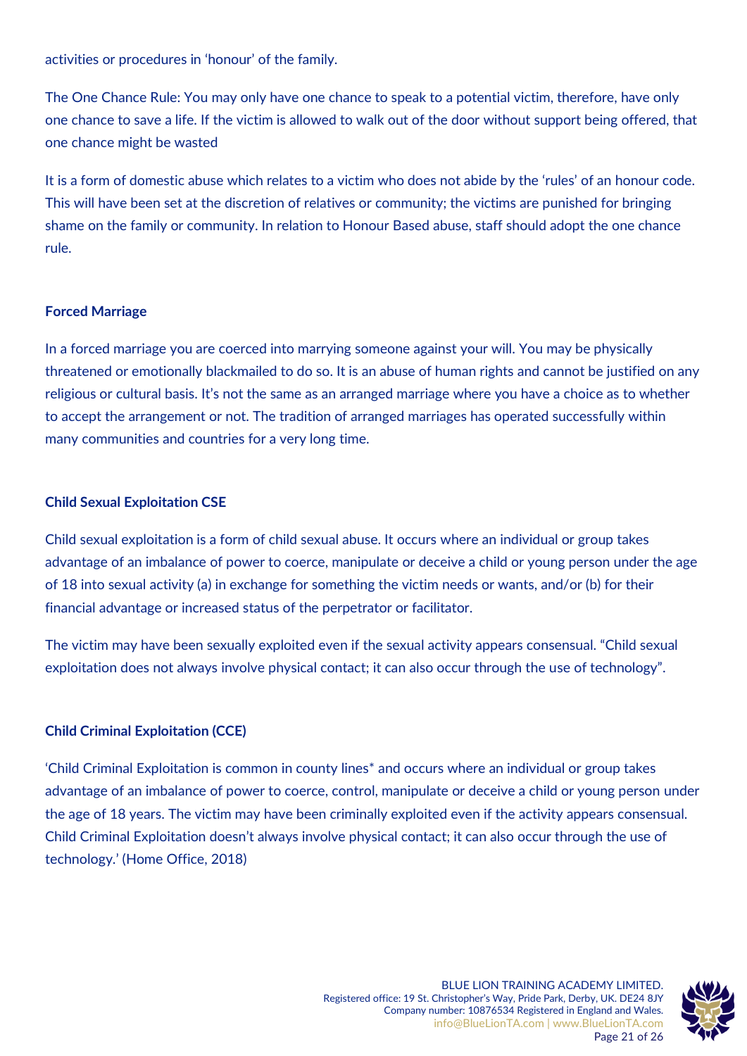activities or procedures in ‘honour’ of the family.

The One Chance Rule: You may only have one chance to speak to a potential victim, therefore, have only one chance to save a life. If the victim is allowed to walk out of the door without support being offered, that one chance might be wasted

It is a form of domestic abuse which relates to a victim who does not abide by the ‘rules’ of an honour code. This will have been set at the discretion of relatives or community; the victims are punished for bringing shame on the family or community. In relation to Honour Based abuse, staff should adopt the one chance rule.

**Forced Marriage**

In a forced marriage you are coerced into marrying someone against your will. You may be physically threatened or emotionally blackmailed to do so. It is an abuse of human rights and cannot be justified on any religious or cultural basis. It’s not the same as an arranged marriage where you have a choice as to whether to accept the arrangement or not. The tradition of arranged marriages has operated successfully within many communities and countries for a very long time.

**Child Sexual Exploitation CSE**

Child sexual exploitation is a form of child sexual abuse. It occurs where an individual or group takes advantage of an imbalance of power to coerce, manipulate or deceive a child or young person under the age of 18 into sexual activity (a) in exchange for something the victim needs or wants, and/or (b) for their financial advantage or increased status of the perpetrator or facilitator.

The victim may have been sexually exploited even if the sexual activity appears consensual. “Child sexual exploitation does not always involve physical contact; it can also occur through the use of technology”.

**Child Criminal Exploitation (CCE)**

‘Child Criminal Exploitation is common in county lines* and occurs where an individual or group takes advantage of an imbalance of power to coerce, control, manipulate or deceive a child or young person under the age of 18 years. The victim may have been criminally exploited even if the activity appears consensual. Child Criminal Exploitation doesn’t always involve physical contact; it can also occur through the use of technology.’ (Home Office, 2018)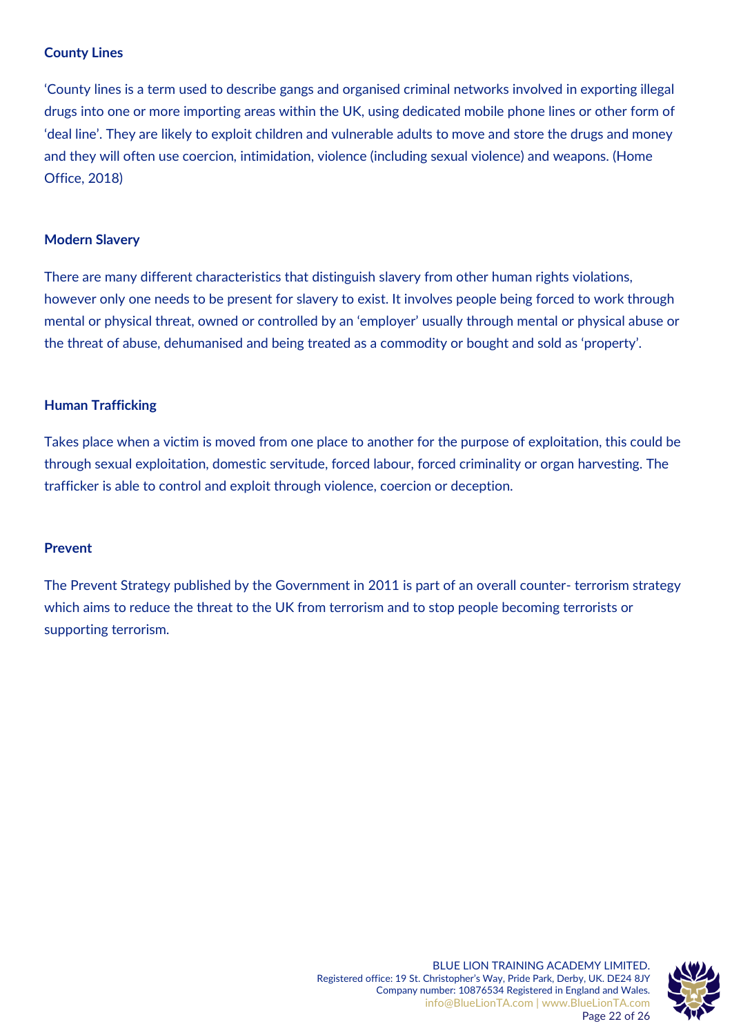### County Lines

'County lines is a term used to describe gangs and organised criminal networks involved in exporting illegal drugs into one or more importing areas within the UK, using dedicated mobile phone lines or other form of 'deal line'. They are likely to exploit children and vulnerable adults to move and store the drugs and money and they will often use coercion, intimidation, violence (including sexual violence) and weapons. (Home Office, 2018)

### Modern Slavery

There are many different characteristics that distinguish slavery from other human rights violations, however only one needs to be present for slavery to exist. It involves people being forced to work through mental or physical threat, owned or controlled by an 'employer' usually through mental or physical abuse or the threat of abuse, dehumanised and being treated as a commodity or bought and sold as 'property'.

### Human Trafficking

Takes place when a victim is moved from one place to another for the purpose of exploitation, this could be through sexual exploitation, domestic servitude, forced labour, forced criminality or organ harvesting. The trafficker is able to control and exploit through violence, coercion or deception.

### Prevent

The Prevent Strategy published by the Government in 2011 is part of an overall counter- terrorism strategy which aims to reduce the threat to the UK from terrorism and to stop people becoming terrorists or supporting terrorism.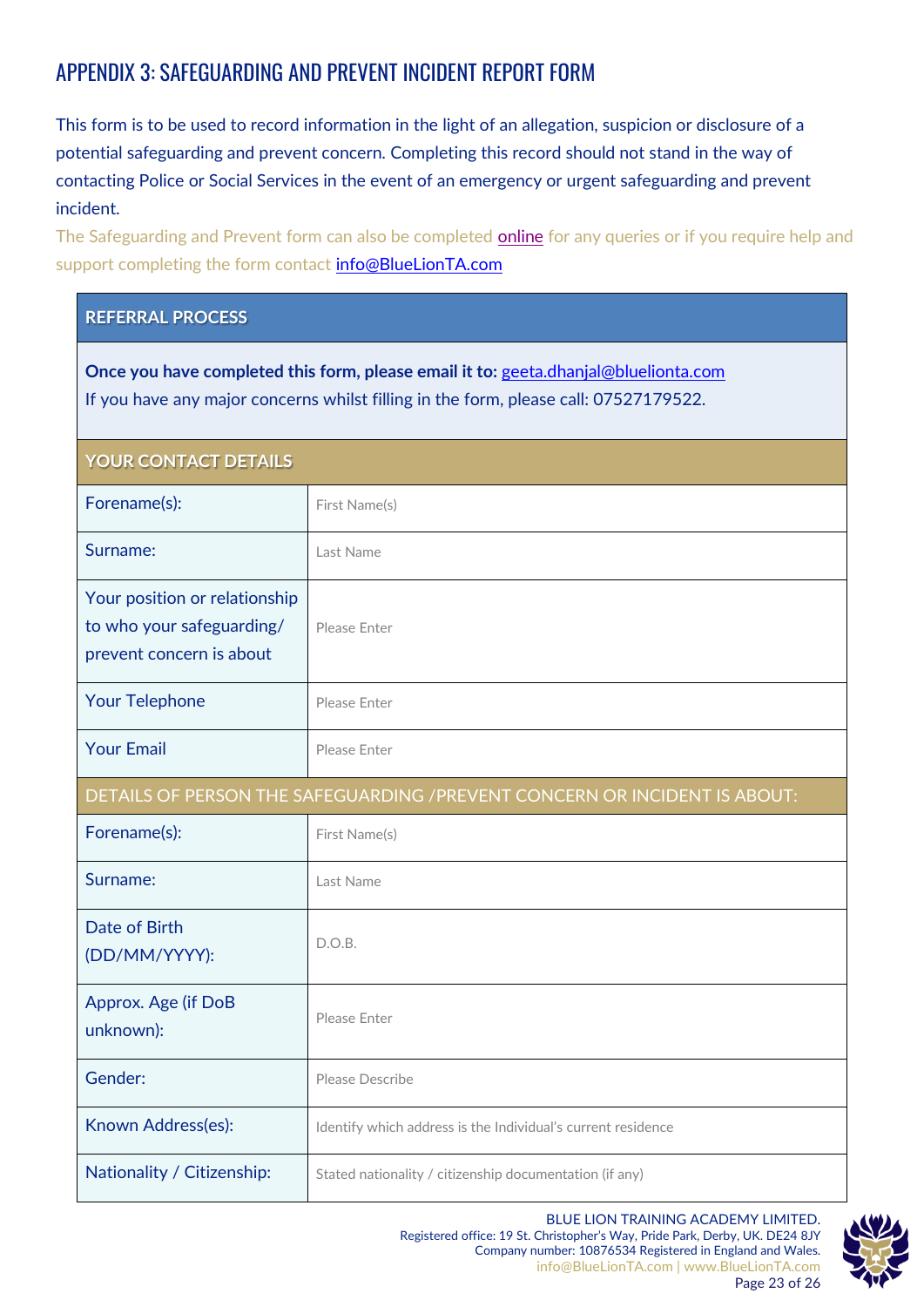# APPENDIX 3: SAFEGUARDING AND PREVENT INCIDENT REPORT FORM

This form is to be used to record information in the light of an allegation, suspicion or disclosure of a potential safeguarding and prevent concern. Completing this record should not stand in the way of contacting Police or Social Services in the event of an emergency or urgent safeguarding and prevent incident.

The Safeguarding and Prevent form can also be completed online for any queries or if you require help and support completing the form contact info@BlueLionTA.com

| REFERRAL PROCESS | |
|---|---|
| **Once you have completed this form, please email it to:** geeta.dhanjal@bluelionta.com<br>If you have any major concerns whilst filling in the form, please call: 07527179522. | |
| **YOUR CONTACT DETAILS** | |
| Forename(s): | First Name(s) |
| Surname: | Last Name |
| Your position or relationship to who your safeguarding/ prevent concern is about | Please Enter |
| Your Telephone | Please Enter |
| Your Email | Please Enter |
| DETAILS OF PERSON THE SAFEGUARDING /PREVENT CONCERN OR INCIDENT IS ABOUT: | |
| Forename(s): | First Name(s) |
| Surname: | Last Name |
| Date of Birth (DD/MM/YYYY): | D.O.B. |
| Approx. Age (if DoB unknown): | Please Enter |
| Gender: | Please Describe |
| Known Address(es): | Identify which address is the Individual's current residence |
| Nationality / Citizenship: | Stated nationality / citizenship documentation (if any) |

BLUE LION TRAINING ACADEMY LIMITED.
Registered office: 19 St. Christopher's Way, Pride Park, Derby, UK. DE24 8JY
Company number: 10876534 Registered in England and Wales.
info@BlueLionTA.com | www.BlueLionTA.com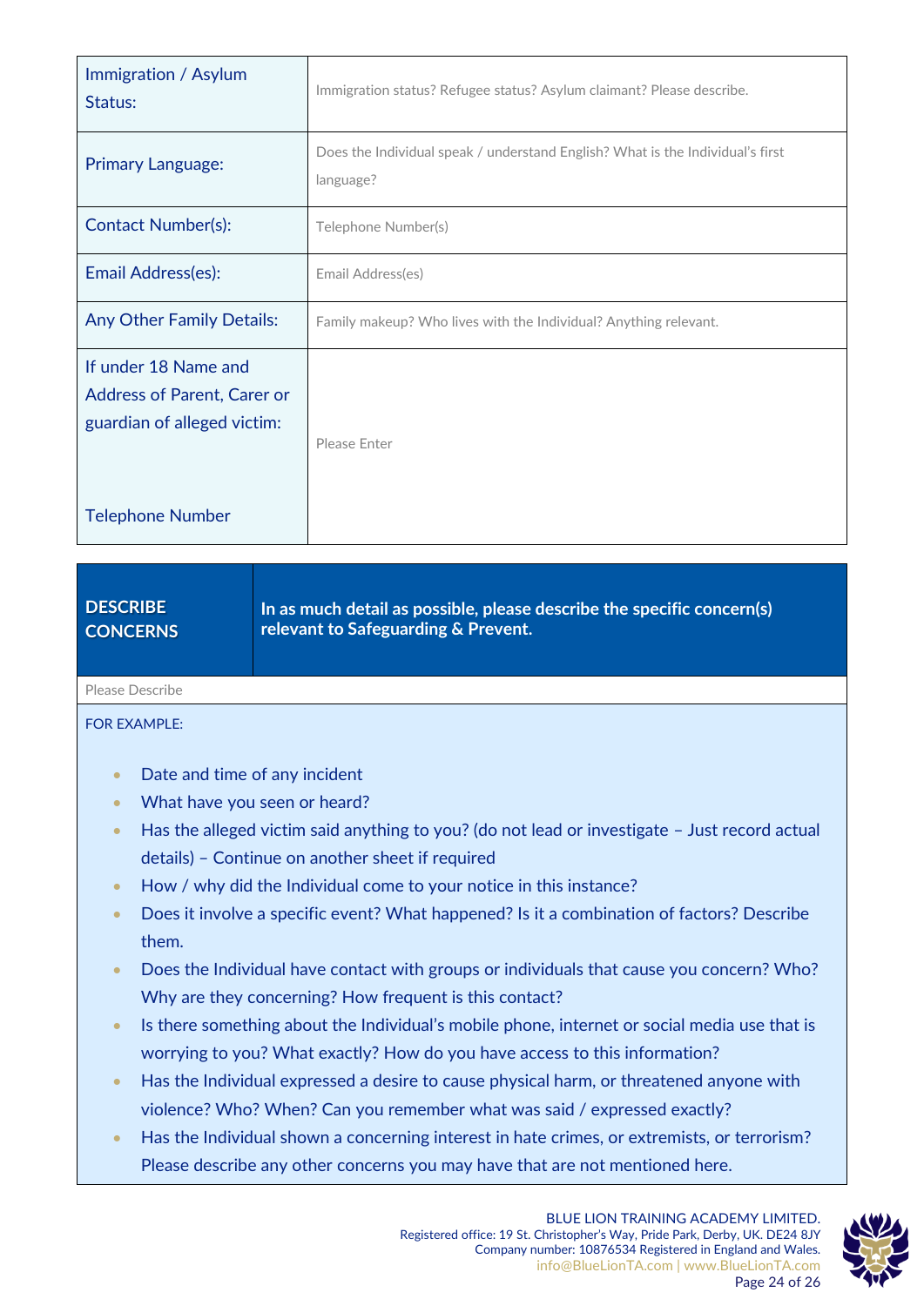| | |
|---|---|
| Immigration / Asylum Status: | Immigration status? Refugee status? Asylum claimant? Please describe. |
| Primary Language: | Does the Individual speak / understand English? What is the Individual's first language? |
| Contact Number(s): | Telephone Number(s) |
| Email Address(es): | Email Address(es) |
| Any Other Family Details: | Family makeup? Who lives with the Individual? Anything relevant. |
| If under 18 Name and Address of Parent, Carer or guardian of alleged victim:<br><br>Telephone Number | Please Enter |

| **DESCRIBE CONCERNS** | **In as much detail as possible, please describe the specific concern(s) relevant to Safeguarding & Prevent.** |
|---|---|

Please Describe

FOR EXAMPLE:

- Date and time of any incident
- What have you seen or heard?
- Has the alleged victim said anything to you? (do not lead or investigate – Just record actual details) – Continue on another sheet if required
- How / why did the Individual come to your notice in this instance?
- Does it involve a specific event? What happened? Is it a combination of factors? Describe them.
- Does the Individual have contact with groups or individuals that cause you concern? Who? Why are they concerning? How frequent is this contact?
- Is there something about the Individual's mobile phone, internet or social media use that is worrying to you? What exactly? How do you have access to this information?
- Has the Individual expressed a desire to cause physical harm, or threatened anyone with violence? Who? When? Can you remember what was said / expressed exactly?
- Has the Individual shown a concerning interest in hate crimes, or extremists, or terrorism? Please describe any other concerns you may have that are not mentioned here.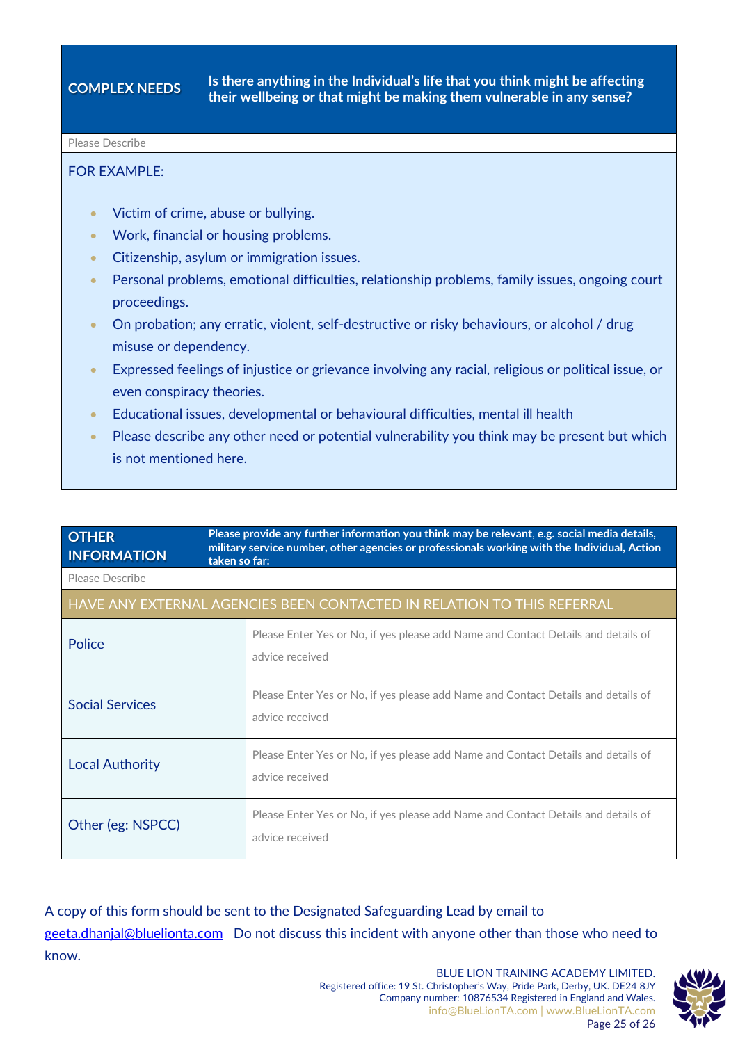| COMPLEX NEEDS | Is there anything in the Individual's life that you think might be affecting their wellbeing or that might be making them vulnerable in any sense? |
|---|---|
| Please Describe | |

FOR EXAMPLE:

- Victim of crime, abuse or bullying.
- Work, financial or housing problems.
- Citizenship, asylum or immigration issues.
- Personal problems, emotional difficulties, relationship problems, family issues, ongoing court proceedings.
- On probation; any erratic, violent, self-destructive or risky behaviours, or alcohol / drug misuse or dependency.
- Expressed feelings of injustice or grievance involving any racial, religious or political issue, or even conspiracy theories.
- Educational issues, developmental or behavioural difficulties, mental ill health
- Please describe any other need or potential vulnerability you think may be present but which is not mentioned here.

| OTHER INFORMATION | Please provide any further information you think may be relevant, e.g. social media details, military service number, other agencies or professionals working with the Individual, Action taken so far: |
|---|---|
| Please Describe | |

| HAVE ANY EXTERNAL AGENCIES BEEN CONTACTED IN RELATION TO THIS REFERRAL | |
|---|---|
| Police | Please Enter Yes or No, if yes please add Name and Contact Details and details of advice received |
| Social Services | Please Enter Yes or No, if yes please add Name and Contact Details and details of advice received |
| Local Authority | Please Enter Yes or No, if yes please add Name and Contact Details and details of advice received |
| Other (eg: NSPCC) | Please Enter Yes or No, if yes please add Name and Contact Details and details of advice received |

A copy of this form should be sent to the Designated Safeguarding Lead by email to geeta.dhanjal@bluelionta.com Do not discuss this incident with anyone other than those who need to know.

BLUE LION TRAINING ACADEMY LIMITED.
Registered office: 19 St. Christopher's Way, Pride Park, Derby, UK. DE24 8JY
Company number: 10876534 Registered in England and Wales.
info@BlueLionTA.com | www.BlueLionTA.com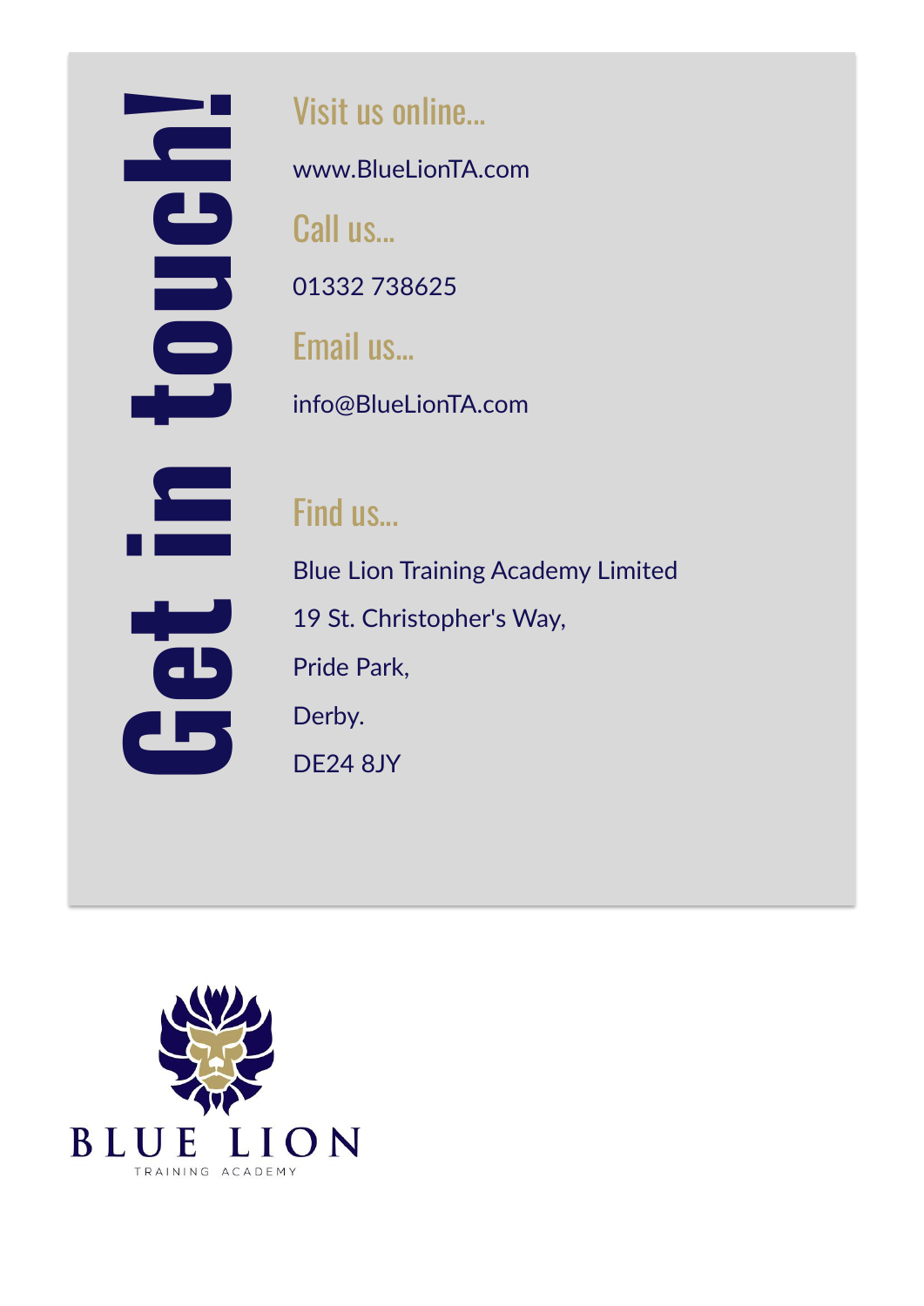# Get in touch!

## Visit us online...

www.BlueLionTA.com

## Call us...

01332 738625

## Email us...

info@BlueLionTA.com

## Find us...

Blue Lion Training Academy Limited

19 St. Christopher's Way,

Pride Park,

Derby.

DE24 8JY

BLUE LION

TRAINING ACADEMY